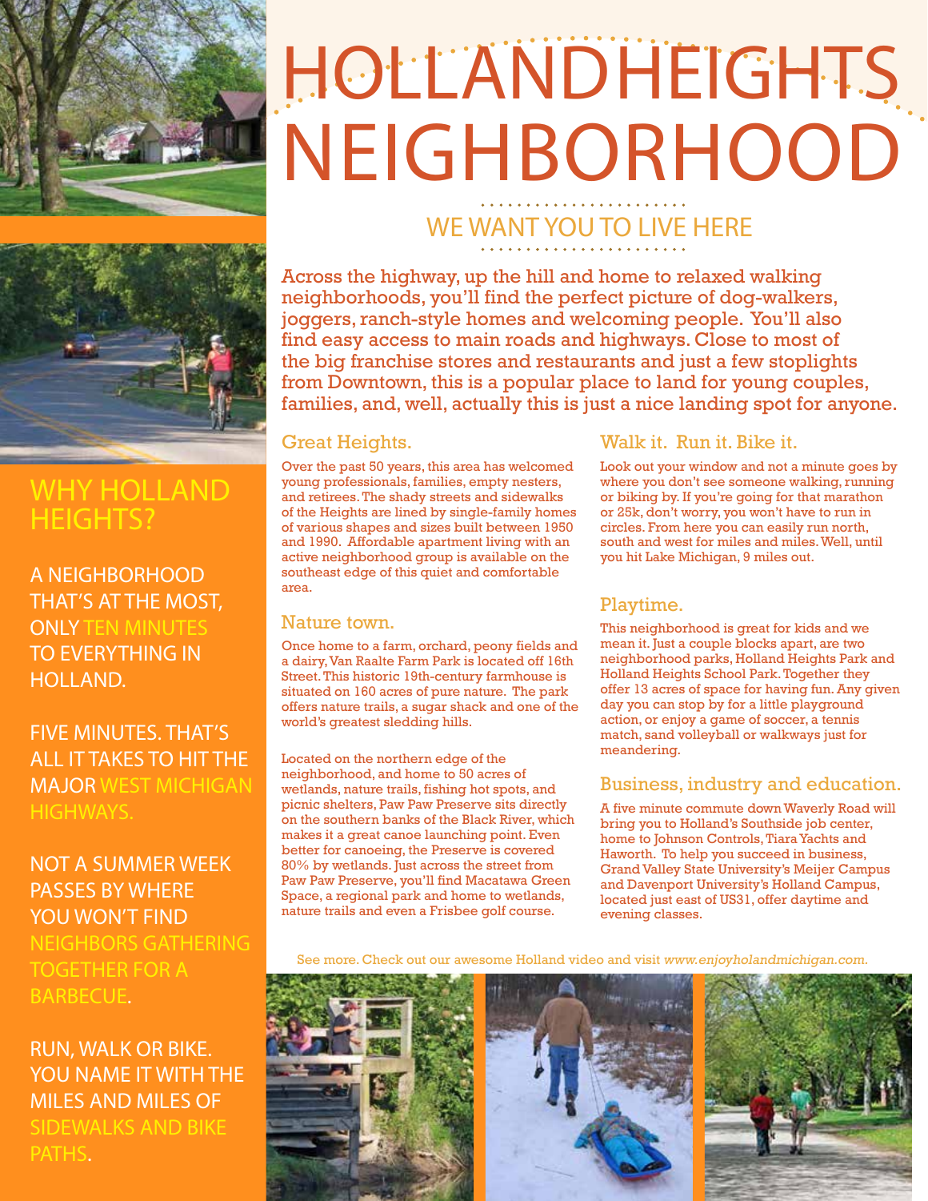# HOLLANDHEIGHTS NEIGHBORHOOD

## WE WANT YOU TO LIVE HERE

Across the highway, up the hill and home to relaxed walking neighborhoods, you'll find the perfect picture of dog-walkers, joggers, ranch-style homes and welcoming people. You'll also find easy access to main roads and highways. Close to most of the big franchise stores and restaurants and just a few stoplights from Downtown, this is a popular place to land for young couples, families, and, well, actually this is just a nice landing spot for anyone.

### Great Heights.

Over the past 50 years, this area has welcomed young professionals, families, empty nesters, and retirees. The shady streets and sidewalks of the Heights are lined by single-family homes of various shapes and sizes built between 1950 and 1990. Affordable apartment living with an active neighborhood group is available on the southeast edge of this quiet and comfortable area.

### Nature town.

Once home to a farm, orchard, peony fields and a dairy, Van Raalte Farm Park is located off 16th Street. This historic 19th-century farmhouse is situated on 160 acres of pure nature. The park offers nature trails, a sugar shack and one of the world's greatest sledding hills.

Located on the northern edge of the neighborhood, and home to 50 acres of wetlands, nature trails, fishing hot spots, and picnic shelters, Paw Paw Preserve sits directly on the southern banks of the Black River, which makes it a great canoe launching point. Even better for canoeing, the Preserve is covered 80% by wetlands. Just across the street from Paw Paw Preserve, you'll find Macatawa Green Space, a regional park and home to wetlands, nature trails and even a Frisbee golf course.

### Walk it. Run it. Bike it.

Look out your window and not a minute goes by where you don't see someone walking, running or biking by. If you're going for that marathon or 25k, don't worry, you won't have to run in circles. From here you can easily run north, south and west for miles and miles. Well, until you hit Lake Michigan, 9 miles out.

### Playtime.

This neighborhood is great for kids and we mean it. Just a couple blocks apart, are two neighborhood parks, Holland Heights Park and Holland Heights School Park. Together they offer 13 acres of space for having fun. Any given day you can stop by for a little playground action, or enjoy a game of soccer, a tennis match, sand volleyball or walkways just for meandering.

### Business, industry and education.

A five minute commute down Waverly Road will bring you to Holland's Southside job center, home to Johnson Controls, Tiara Yachts and Haworth. To help you succeed in business, Grand Valley State University's Meijer Campus and Davenport University's Holland Campus, located just east of US31, offer daytime and evening classes.

See more. Check out our awesome Holland video and visit *www.enjoyholandmichigan.com*.

## WHY HOLLAND HEIGHTS?

A NEIGHBORHOOD THAT'S AT THE MOST, ONLY TEN MINUTES TO EVERYTHING IN HOLLAND.

FIVE MINUTES. THAT'S ALL IT TAKES TO HIT THE MAJOR WEST MICHIGAN HIGHWAYS.

NOT A SUMMER WEEK PASSES BY WHERE YOU WON'T FIND NEIGHBORS GATHERING TOGETHER FOR A BARBECUE.

RUN, WALK OR BIKE. YOU NAME IT WITH THE MILES AND MILES OF SIDEWALKS AND BIKE PATHS.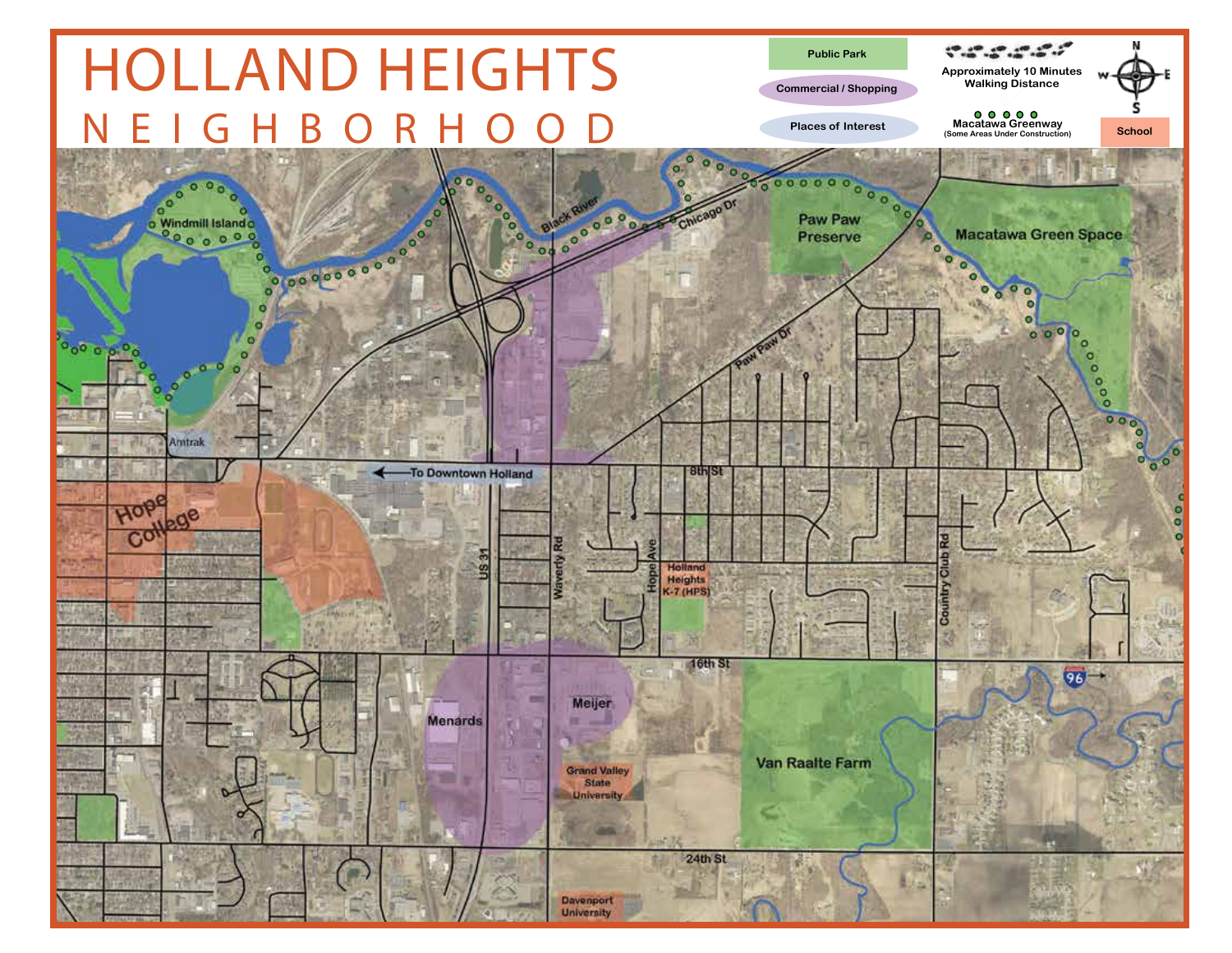# HOLLAND HEIGHTS

## NEIGHBORHOOD

Public Park

Commercial / Shopping

Places of Interest

Approximately 10 Minutes Walking Distance

Macatawa Greenway (Some Areas Under Construction)

School

N
W E
S

Windmill Island

Black River

Chicago Dr

Paw Paw Preserve

Macatawa Green Space

Paw Paw Dr

Amtrak

To Downtown Holland

8th St

Hope College

US 31

Waverly Rd

Hope Ave

Holland Heights K-7 (HPS)

Country Club Rd

16th St

96

Menards

Meijer

Grand Valley State University

Van Raalte Farm

24th St

Davenport University